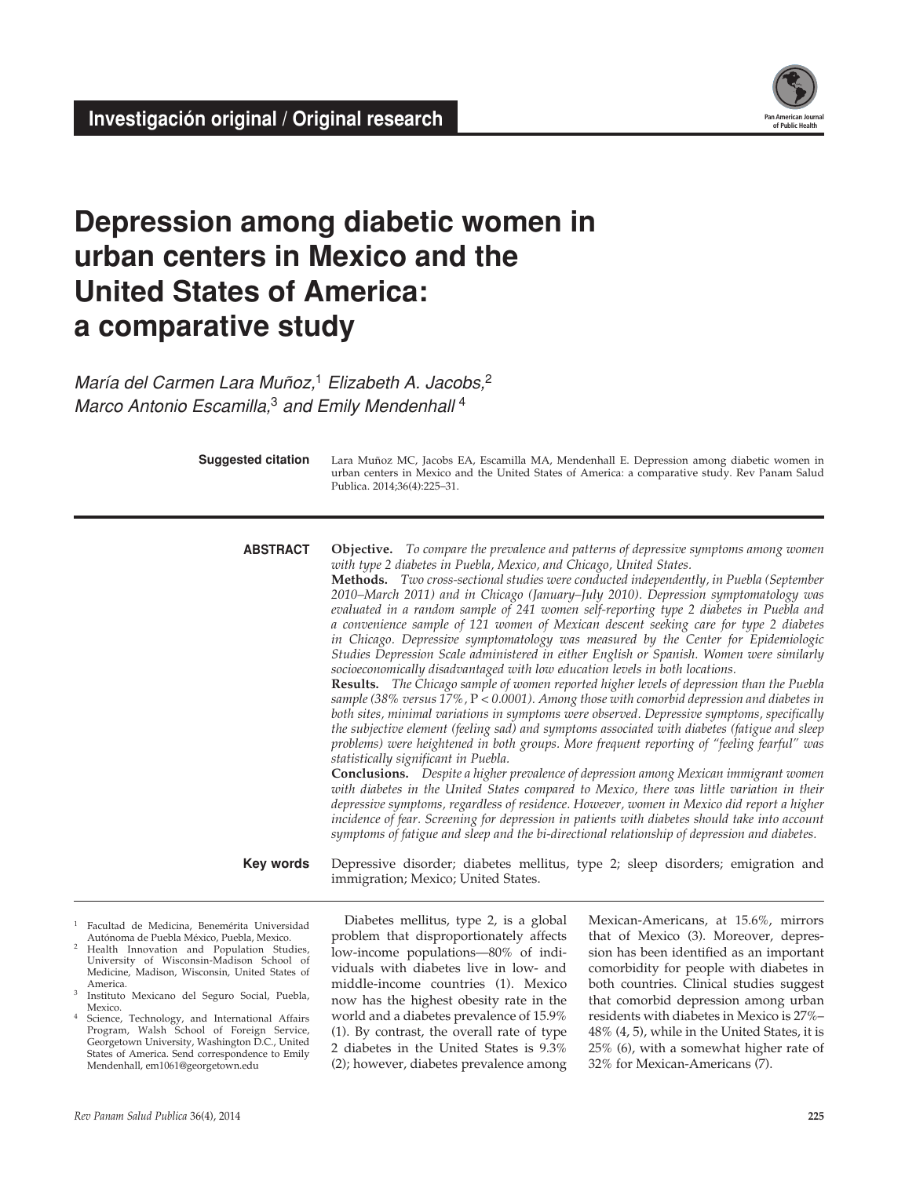**Investigación original / Original research**

# Depression among diabetic women in urban centers in Mexico and the United States of America: a comparative study

*María del Carmen Lara Muñoz,*[1] *Elizabeth A. Jacobs,*[2] *Marco Antonio Escamilla,*[3] *and Emily Mendenhall*[4]

**Suggested citation** Lara Muñoz MC, Jacobs EA, Escamilla MA, Mendenhall E. Depression among diabetic women in urban centers in Mexico and the United States of America: a comparative study. Rev Panam Salud Publica. 2014;36(4):225–31.

**ABSTRACT**

**Objective.** *To compare the prevalence and patterns of depressive symptoms among women with type 2 diabetes in Puebla, Mexico, and Chicago, United States.*

**Methods.** *Two cross-sectional studies were conducted independently, in Puebla (September 2010–March 2011) and in Chicago (January–July 2010). Depression symptomatology was evaluated in a random sample of 241 women self-reporting type 2 diabetes in Puebla and a convenience sample of 121 women of Mexican descent seeking care for type 2 diabetes in Chicago. Depressive symptomatology was measured by the Center for Epidemiologic Studies Depression Scale administered in either English or Spanish. Women were similarly socioeconomically disadvantaged with low education levels in both locations.*

**Results.** *The Chicago sample of women reported higher levels of depression than the Puebla sample (38% versus 17%, P < 0.0001). Among those with comorbid depression and diabetes in both sites, minimal variations in symptoms were observed. Depressive symptoms, specifically the subjective element (feeling sad) and symptoms associated with diabetes (fatigue and sleep problems) were heightened in both groups. More frequent reporting of "feeling fearful" was statistically significant in Puebla.*

**Conclusions.** *Despite a higher prevalence of depression among Mexican immigrant women with diabetes in the United States compared to Mexico, there was little variation in their depressive symptoms, regardless of residence. However, women in Mexico did report a higher incidence of fear. Screening for depression in patients with diabetes should take into account symptoms of fatigue and sleep and the bi-directional relationship of depression and diabetes.*

**Key words** Depressive disorder; diabetes mellitus, type 2; sleep disorders; emigration and immigration; Mexico; United States.

---

Diabetes mellitus, type 2, is a global problem that disproportionately affects low-income populations—80% of individuals with diabetes live in low- and middle-income countries (1). Mexico now has the highest obesity rate in the world and a diabetes prevalence of 15.9% (1). By contrast, the overall rate of type 2 diabetes in the United States is 9.3% (2); however, diabetes prevalence among Mexican-Americans, at 15.6%, mirrors that of Mexico (3). Moreover, depression has been identified as an important comorbidity for people with diabetes in both countries. Clinical studies suggest that comorbid depression among urban residents with diabetes in Mexico is 27%–48% (4, 5), while in the United States, it is 25% (6), with a somewhat higher rate of 32% for Mexican-Americans (7).

---

[1] Facultad de Medicina, Benemérita Universidad Autónoma de Puebla México, Puebla, Mexico.

[2] Health Innovation and Population Studies, University of Wisconsin-Madison School of Medicine, Madison, Wisconsin, United States of America.

[3] Instituto Mexicano del Seguro Social, Puebla, Mexico.

[4] Science, Technology, and International Affairs Program, Walsh School of Foreign Service, Georgetown University, Washington D.C., United States of America. Send correspondence to Emily Mendenhall, em1061@georgetown.edu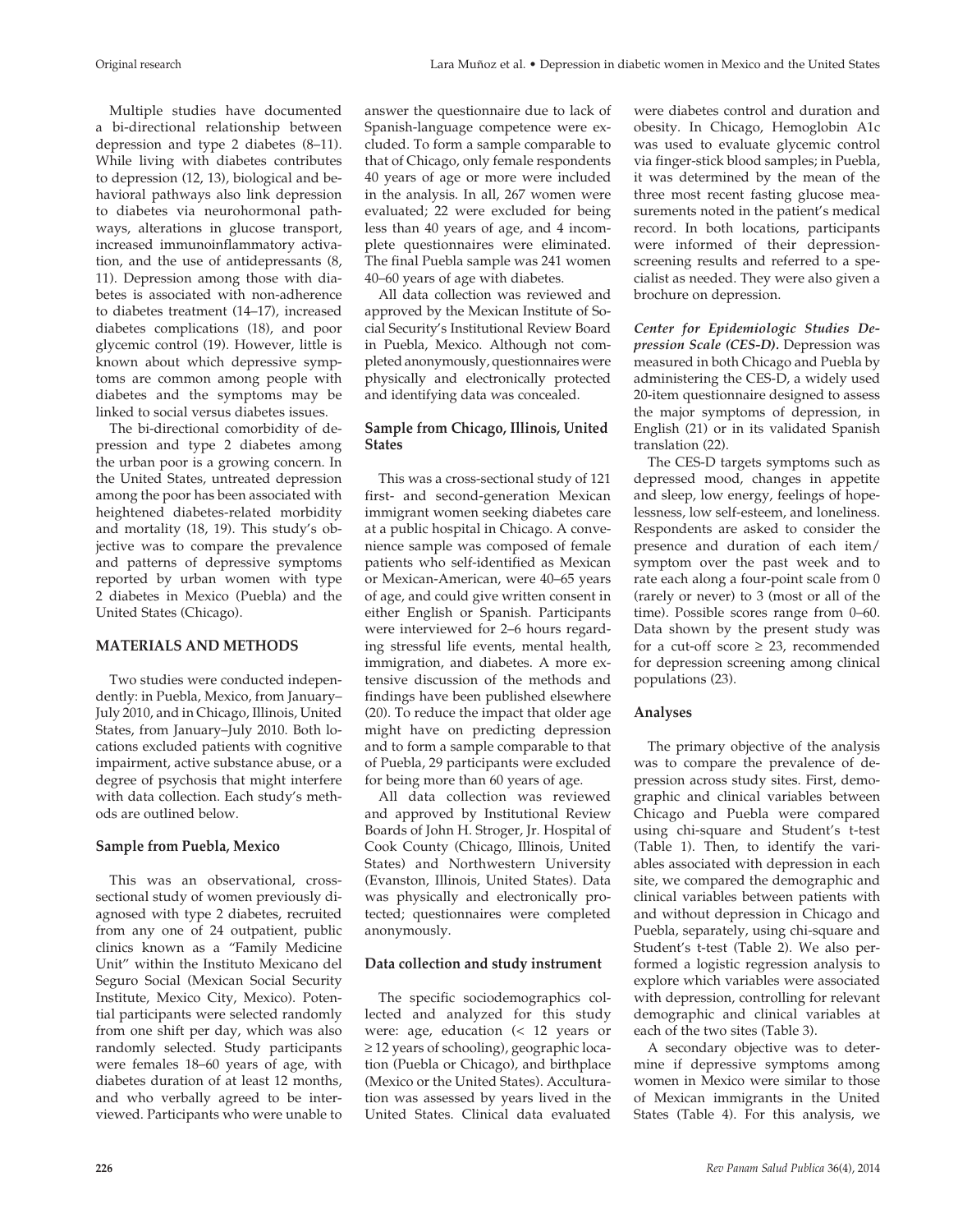Multiple studies have documented a bi-directional relationship between depression and type 2 diabetes (8–11). While living with diabetes contributes to depression (12, 13), biological and behavioral pathways also link depression to diabetes via neurohormonal pathways, alterations in glucose transport, increased immunoinflammatory activation, and the use of antidepressants (8, 11). Depression among those with diabetes is associated with non-adherence to diabetes treatment (14–17), increased diabetes complications (18), and poor glycemic control (19). However, little is known about which depressive symptoms are common among people with diabetes and the symptoms may be linked to social versus diabetes issues.

The bi-directional comorbidity of depression and type 2 diabetes among the urban poor is a growing concern. In the United States, untreated depression among the poor has been associated with heightened diabetes-related morbidity and mortality (18, 19). This study's objective was to compare the prevalence and patterns of depressive symptoms reported by urban women with type 2 diabetes in Mexico (Puebla) and the United States (Chicago).

## MATERIALS AND METHODS

Two studies were conducted independently: in Puebla, Mexico, from January–July 2010, and in Chicago, Illinois, United States, from January–July 2010. Both locations excluded patients with cognitive impairment, active substance abuse, or a degree of psychosis that might interfere with data collection. Each study's methods are outlined below.

### Sample from Puebla, Mexico

This was an observational, cross-sectional study of women previously diagnosed with type 2 diabetes, recruited from any one of 24 outpatient, public clinics known as a "Family Medicine Unit" within the Instituto Mexicano del Seguro Social (Mexican Social Security Institute, Mexico City, Mexico). Potential participants were selected randomly from one shift per day, which was also randomly selected. Study participants were females 18–60 years of age, with diabetes duration of at least 12 months, and who verbally agreed to be interviewed. Participants who were unable to answer the questionnaire due to lack of Spanish-language competence were excluded. To form a sample comparable to that of Chicago, only female respondents 40 years of age or more were included in the analysis. In all, 267 women were evaluated; 22 were excluded for being less than 40 years of age, and 4 incomplete questionnaires were eliminated. The final Puebla sample was 241 women 40–60 years of age with diabetes.

All data collection was reviewed and approved by the Mexican Institute of Social Security's Institutional Review Board in Puebla, Mexico. Although not completed anonymously, questionnaires were physically and electronically protected and identifying data was concealed.

### Sample from Chicago, Illinois, United States

This was a cross-sectional study of 121 first- and second-generation Mexican immigrant women seeking diabetes care at a public hospital in Chicago. A convenience sample was composed of female patients who self-identified as Mexican or Mexican-American, were 40–65 years of age, and could give written consent in either English or Spanish. Participants were interviewed for 2–6 hours regarding stressful life events, mental health, immigration, and diabetes. A more extensive discussion of the methods and findings have been published elsewhere (20). To reduce the impact that older age might have on predicting depression and to form a sample comparable to that of Puebla, 29 participants were excluded for being more than 60 years of age.

All data collection was reviewed and approved by Institutional Review Boards of John H. Stroger, Jr. Hospital of Cook County (Chicago, Illinois, United States) and Northwestern University (Evanston, Illinois, United States). Data was physically and electronically protected; questionnaires were completed anonymously.

### Data collection and study instrument

The specific sociodemographics collected and analyzed for this study were: age, education (< 12 years or ≥ 12 years of schooling), geographic location (Puebla or Chicago), and birthplace (Mexico or the United States). Acculturation was assessed by years lived in the United States. Clinical data evaluated were diabetes control and duration and obesity. In Chicago, Hemoglobin A1c was used to evaluate glycemic control via finger-stick blood samples; in Puebla, it was determined by the mean of the three most recent fasting glucose measurements noted in the patient's medical record. In both locations, participants were informed of their depression-screening results and referred to a specialist as needed. They were also given a brochure on depression.

***Center for Epidemiologic Studies Depression Scale (CES-D).*** Depression was measured in both Chicago and Puebla by administering the CES-D, a widely used 20-item questionnaire designed to assess the major symptoms of depression, in English (21) or in its validated Spanish translation (22).

The CES-D targets symptoms such as depressed mood, changes in appetite and sleep, low energy, feelings of hopelessness, low self-esteem, and loneliness. Respondents are asked to consider the presence and duration of each item/symptom over the past week and to rate each along a four-point scale from 0 (rarely or never) to 3 (most or all of the time). Possible scores range from 0–60. Data shown by the present study was for a cut-off score ≥ 23, recommended for depression screening among clinical populations (23).

### Analyses

The primary objective of the analysis was to compare the prevalence of depression across study sites. First, demographic and clinical variables between Chicago and Puebla were compared using chi-square and Student's t-test (Table 1). Then, to identify the variables associated with depression in each site, we compared the demographic and clinical variables between patients with and without depression in Chicago and Puebla, separately, using chi-square and Student's t-test (Table 2). We also performed a logistic regression analysis to explore which variables were associated with depression, controlling for relevant demographic and clinical variables at each of the two sites (Table 3).

A secondary objective was to determine if depressive symptoms among women in Mexico were similar to those of Mexican immigrants in the United States (Table 4). For this analysis, we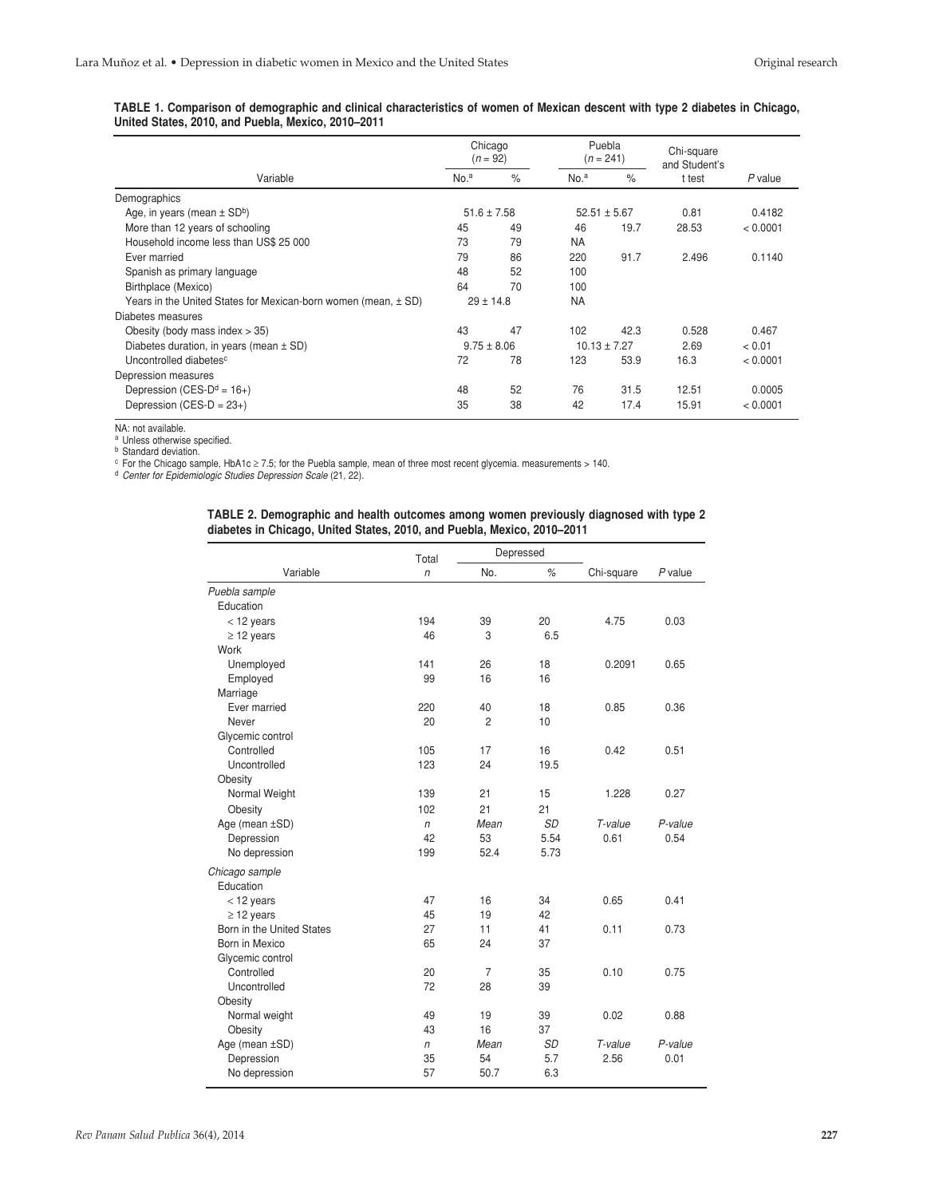**TABLE 1. Comparison of demographic and clinical characteristics of women of Mexican descent with type 2 diabetes in Chicago, United States, 2010, and Puebla, Mexico, 2010–2011**

| Variable | Chicago ($n$ = 92) No.[a] | Chicago ($n$ = 92) % | Puebla ($n$ = 241) No.[a] | Puebla ($n$ = 241) % | Chi-square and Student's t test | *P* value |
|---|---|---|---|---|---|---|
| Demographics | | | | | | |
| Age, in years (mean ± SD[b]) | 51.6 ± 7.58 | | 52.51 ± 5.67 | | 0.81 | 0.4182 |
| More than 12 years of schooling | 45 | 49 | 46 | 19.7 | 28.53 | < 0.0001 |
| Household income less than US$ 25 000 | 73 | 79 | NA | | | |
| Ever married | 79 | 86 | 220 | 91.7 | 2.496 | 0.1140 |
| Spanish as primary language | 48 | 52 | 100 | | | |
| Birthplace (Mexico) | 64 | 70 | 100 | | | |
| Years in the United States for Mexican-born women (mean, ± SD) | 29 ± 14.8 | | NA | | | |
| Diabetes measures | | | | | | |
| Obesity (body mass index > 35) | 43 | 47 | 102 | 42.3 | 0.528 | 0.467 |
| Diabetes duration, in years (mean ± SD) | 9.75 ± 8.06 | | 10.13 ± 7.27 | | 2.69 | < 0.01 |
| Uncontrolled diabetes[c] | 72 | 78 | 123 | 53.9 | 16.3 | < 0.0001 |
| Depression measures | | | | | | |
| Depression (CES-D[d] = 16+) | 48 | 52 | 76 | 31.5 | 12.51 | 0.0005 |
| Depression (CES-D = 23+) | 35 | 38 | 42 | 17.4 | 15.91 | < 0.0001 |

NA: not available.
[a] Unless otherwise specified.
[b] Standard deviation.
[c] For the Chicago sample, HbA1c ≥ 7.5; for the Puebla sample, mean of three most recent glycemia. measurements > 140.
[d] *Center for Epidemiologic Studies Depression Scale* (21, 22).

**TABLE 2. Demographic and health outcomes among women previously diagnosed with type 2 diabetes in Chicago, United States, 2010, and Puebla, Mexico, 2010–2011**

| Variable | Total *n* | Depressed No. | Depressed % | Chi-square | *P* value |
|---|---|---|---|---|---|
| *Puebla sample* | | | | | |
| Education | | | | | |
| < 12 years | 194 | 39 | 20 | 4.75 | 0.03 |
| ≥ 12 years | 46 | 3 | 6.5 | | |
| Work | | | | | |
| Unemployed | 141 | 26 | 18 | 0.2091 | 0.65 |
| Employed | 99 | 16 | 16 | | |
| Marriage | | | | | |
| Ever married | 220 | 40 | 18 | 0.85 | 0.36 |
| Never | 20 | 2 | 10 | | |
| Glycemic control | | | | | |
| Controlled | 105 | 17 | 16 | 0.42 | 0.51 |
| Uncontrolled | 123 | 24 | 19.5 | | |
| Obesity | | | | | |
| Normal Weight | 139 | 21 | 15 | 1.228 | 0.27 |
| Obesity | 102 | 21 | 21 | | |
| Age (mean ±SD) | *n* | *Mean* | *SD* | *T-value* | *P-value* |
| Depression | 42 | 53 | 5.54 | 0.61 | 0.54 |
| No depression | 199 | 52.4 | 5.73 | | |
| *Chicago sample* | | | | | |
| Education | | | | | |
| < 12 years | 47 | 16 | 34 | 0.65 | 0.41 |
| ≥ 12 years | 45 | 19 | 42 | | |
| Born in the United States | 27 | 11 | 41 | 0.11 | 0.73 |
| Born in Mexico | 65 | 24 | 37 | | |
| Glycemic control | | | | | |
| Controlled | 20 | 7 | 35 | 0.10 | 0.75 |
| Uncontrolled | 72 | 28 | 39 | | |
| Obesity | | | | | |
| Normal weight | 49 | 19 | 39 | 0.02 | 0.88 |
| Obesity | 43 | 16 | 37 | | |
| Age (mean ±SD) | *n* | *Mean* | *SD* | *T-value* | *P-value* |
| Depression | 35 | 54 | 5.7 | 2.56 | 0.01 |
| No depression | 57 | 50.7 | 6.3 | | |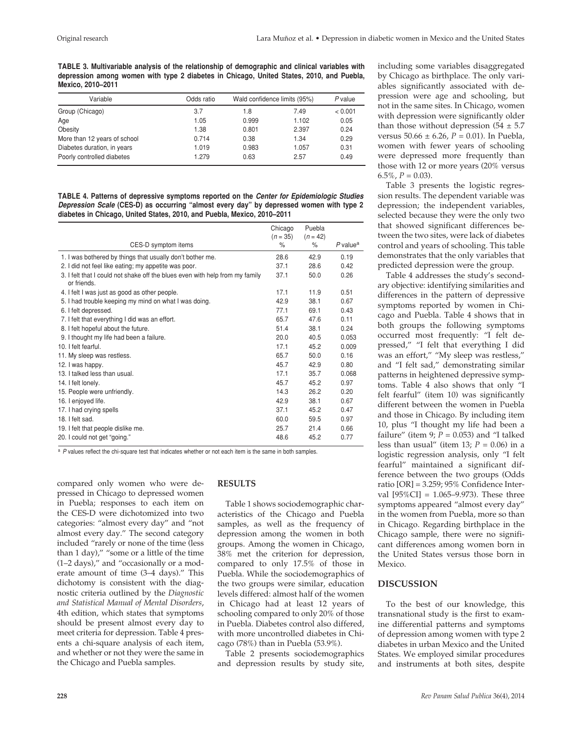**TABLE 3. Multivariable analysis of the relationship of demographic and clinical variables with depression among women with type 2 diabetes in Chicago, United States, 2010, and Puebla, Mexico, 2010–2011**

| Variable | Odds ratio | Wald confidence limits (95%) | | *P* value |
|---|---|---|---|---|
| Group (Chicago) | 3.7 | 1.8 | 7.49 | < 0.001 |
| Age | 1.05 | 0.999 | 1.102 | 0.05 |
| Obesity | 1.38 | 0.801 | 2.397 | 0.24 |
| More than 12 years of school | 0.714 | 0.38 | 1.34 | 0.29 |
| Diabetes duration, in years | 1.019 | 0.983 | 1.057 | 0.31 |
| Poorly controlled diabetes | 1.279 | 0.63 | 2.57 | 0.49 |

**TABLE 4. Patterns of depressive symptoms reported on the *Center for Epidemiologic Studies Depression Scale* (CES-D) as occurring "almost every day" by depressed women with type 2 diabetes in Chicago, United States, 2010, and Puebla, Mexico, 2010–2011**

| CES-D symptom items | Chicago ($n$ = 35) % | Puebla ($n$ = 42) % | *P* value[a] |
|---|---|---|---|
| 1. I was bothered by things that usually don't bother me. | 28.6 | 42.9 | 0.19 |
| 2. I did not feel like eating; my appetite was poor. | 37.1 | 28.6 | 0.42 |
| 3. I felt that I could not shake off the blues even with help from my family or friends. | 37.1 | 50.0 | 0.26 |
| 4. I felt I was just as good as other people. | 17.1 | 11.9 | 0.51 |
| 5. I had trouble keeping my mind on what I was doing. | 42.9 | 38.1 | 0.67 |
| 6. I felt depressed. | 77.1 | 69.1 | 0.43 |
| 7. I felt that everything I did was an effort. | 65.7 | 47.6 | 0.11 |
| 8. I felt hopeful about the future. | 51.4 | 38.1 | 0.24 |
| 9. I thought my life had been a failure. | 20.0 | 40.5 | 0.053 |
| 10. I felt fearful. | 17.1 | 45.2 | 0.009 |
| 11. My sleep was restless. | 65.7 | 50.0 | 0.16 |
| 12. I was happy. | 45.7 | 42.9 | 0.80 |
| 13. I talked less than usual. | 17.1 | 35.7 | 0.068 |
| 14. I felt lonely. | 45.7 | 45.2 | 0.97 |
| 15. People were unfriendly. | 14.3 | 26.2 | 0.20 |
| 16. I enjoyed life. | 42.9 | 38.1 | 0.67 |
| 17. I had crying spells | 37.1 | 45.2 | 0.47 |
| 18. I felt sad. | 60.0 | 59.5 | 0.97 |
| 19. I felt that people dislike me. | 25.7 | 21.4 | 0.66 |
| 20. I could not get "going." | 48.6 | 45.2 | 0.77 |

[a] *P* values reflect the chi-square test that indicates whether or not each item is the same in both samples.

compared only women who were depressed in Chicago to depressed women in Puebla; responses to each item on the CES-D were dichotomized into two categories: "almost every day" and "not almost every day." The second category included "rarely or none of the time (less than 1 day)," "some or a little of the time (1–2 days)," and "occasionally or a moderate amount of time (3–4 days)." This dichotomy is consistent with the diagnostic criteria outlined by the *Diagnostic and Statistical Manual of Mental Disorders*, 4th edition, which states that symptoms should be present almost every day to meet criteria for depression. Table 4 presents a chi-square analysis of each item, and whether or not they were the same in the Chicago and Puebla samples.

## RESULTS

Table 1 shows sociodemographic characteristics of the Chicago and Puebla samples, as well as the frequency of depression among the women in both groups. Among the women in Chicago, 38% met the criterion for depression, compared to only 17.5% of those in Puebla. While the sociodemographics of the two groups were similar, education levels differed: almost half of the women in Chicago had at least 12 years of schooling compared to only 20% of those in Puebla. Diabetes control also differed, with more uncontrolled diabetes in Chicago (78%) than in Puebla (53.9%).

Table 2 presents sociodemographics and depression results by study site, including some variables disaggregated by Chicago as birthplace. The only variables significantly associated with depression were age and schooling, but not in the same sites. In Chicago, women with depression were significantly older than those without depression (54 ± 5.7 versus 50.66 ± 6.26, $P$ = 0.01). In Puebla, women with fewer years of schooling were depressed more frequently than those with 12 or more years (20% versus 6.5%, $P$ = 0.03).

Table 3 presents the logistic regression results. The dependent variable was depression; the independent variables, selected because they were the only two that showed significant differences between the two sites, were lack of diabetes control and years of schooling. This table demonstrates that the only variables that predicted depression were the group.

Table 4 addresses the study's secondary objective: identifying similarities and differences in the pattern of depressive symptoms reported by women in Chicago and Puebla. Table 4 shows that in both groups the following symptoms occurred most frequently: "I felt depressed," "I felt that everything I did was an effort," "My sleep was restless," and "I felt sad," demonstrating similar patterns in heightened depressive symptoms. Table 4 also shows that only "I felt fearful" (item 10) was significantly different between the women in Puebla and those in Chicago. By including item 10, plus "I thought my life had been a failure" (item 9; $P$ = 0.053) and "I talked less than usual" (item 13; $P$ = 0.06) in a logistic regression analysis, only "I felt fearful" maintained a significant difference between the two groups (Odds ratio [OR] = 3.259; 95% Confidence Interval [95%CI] = 1.065–9.973). These three symptoms appeared "almost every day" in the women from Puebla, more so than in Chicago. Regarding birthplace in the Chicago sample, there were no significant differences among women born in the United States versus those born in Mexico.

## DISCUSSION

To the best of our knowledge, this transnational study is the first to examine differential patterns and symptoms of depression among women with type 2 diabetes in urban Mexico and the United States. We employed similar procedures and instruments at both sites, despite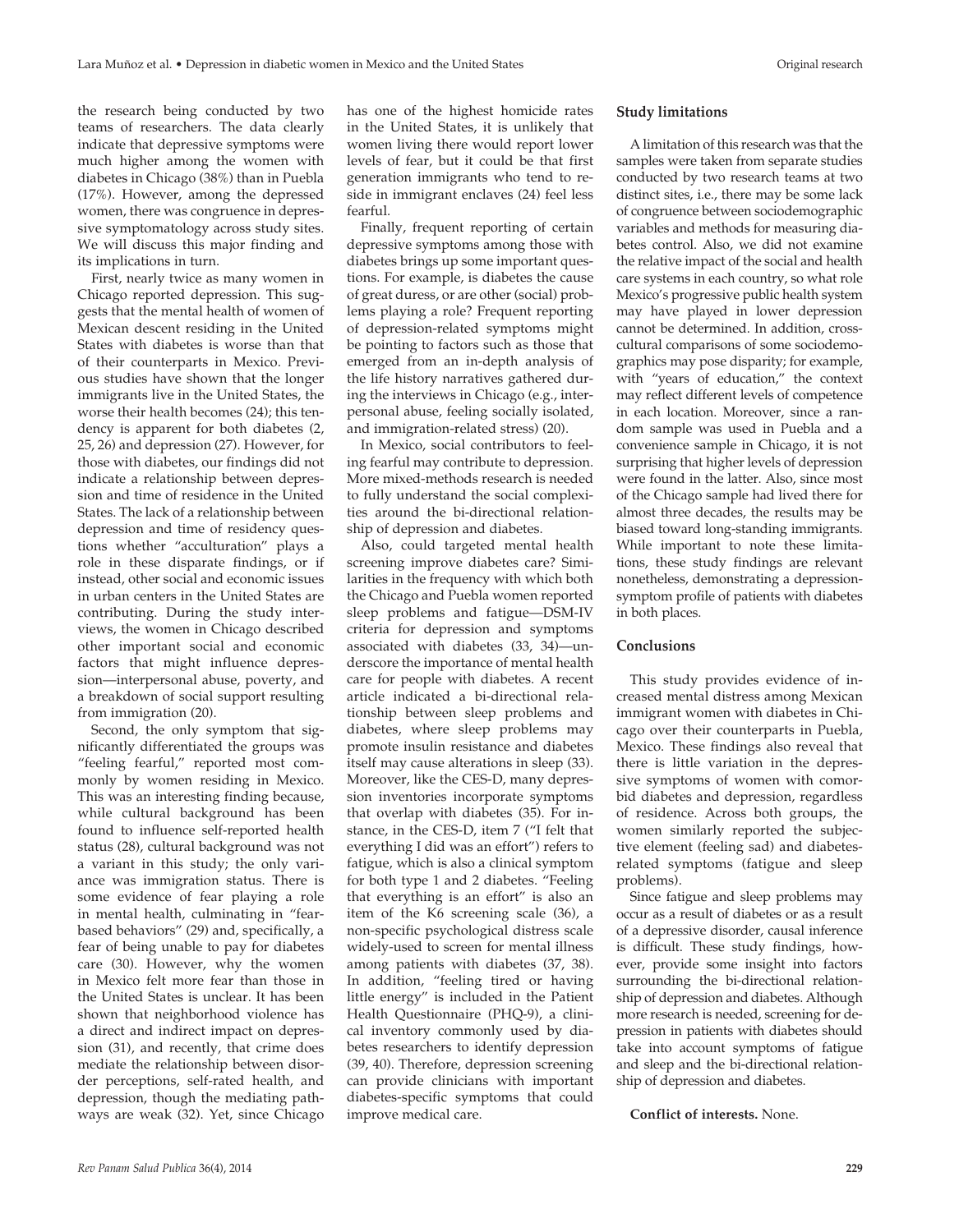the research being conducted by two teams of researchers. The data clearly indicate that depressive symptoms were much higher among the women with diabetes in Chicago (38%) than in Puebla (17%). However, among the depressed women, there was congruence in depressive symptomatology across study sites. We will discuss this major finding and its implications in turn.

First, nearly twice as many women in Chicago reported depression. This suggests that the mental health of women of Mexican descent residing in the United States with diabetes is worse than that of their counterparts in Mexico. Previous studies have shown that the longer immigrants live in the United States, the worse their health becomes (24); this tendency is apparent for both diabetes (2, 25, 26) and depression (27). However, for those with diabetes, our findings did not indicate a relationship between depression and time of residence in the United States. The lack of a relationship between depression and time of residency questions whether "acculturation" plays a role in these disparate findings, or if instead, other social and economic issues in urban centers in the United States are contributing. During the study interviews, the women in Chicago described other important social and economic factors that might influence depression—interpersonal abuse, poverty, and a breakdown of social support resulting from immigration (20).

Second, the only symptom that significantly differentiated the groups was "feeling fearful," reported most commonly by women residing in Mexico. This was an interesting finding because, while cultural background has been found to influence self-reported health status (28), cultural background was not a variant in this study; the only variance was immigration status. There is some evidence of fear playing a role in mental health, culminating in "fear-based behaviors" (29) and, specifically, a fear of being unable to pay for diabetes care (30). However, why the women in Mexico felt more fear than those in the United States is unclear. It has been shown that neighborhood violence has a direct and indirect impact on depression (31), and recently, that crime does mediate the relationship between disorder perceptions, self-rated health, and depression, though the mediating pathways are weak (32). Yet, since Chicago has one of the highest homicide rates in the United States, it is unlikely that women living there would report lower levels of fear, but it could be that first generation immigrants who tend to reside in immigrant enclaves (24) feel less fearful.

Finally, frequent reporting of certain depressive symptoms among those with diabetes brings up some important questions. For example, is diabetes the cause of great duress, or are other (social) problems playing a role? Frequent reporting of depression-related symptoms might be pointing to factors such as those that emerged from an in-depth analysis of the life history narratives gathered during the interviews in Chicago (e.g., interpersonal abuse, feeling socially isolated, and immigration-related stress) (20).

In Mexico, social contributors to feeling fearful may contribute to depression. More mixed-methods research is needed to fully understand the social complexities around the bi-directional relationship of depression and diabetes.

Also, could targeted mental health screening improve diabetes care? Similarities in the frequency with which both the Chicago and Puebla women reported sleep problems and fatigue—DSM-IV criteria for depression and symptoms associated with diabetes (33, 34)—underscore the importance of mental health care for people with diabetes. A recent article indicated a bi-directional relationship between sleep problems and diabetes, where sleep problems may promote insulin resistance and diabetes itself may cause alterations in sleep (33). Moreover, like the CES-D, many depression inventories incorporate symptoms that overlap with diabetes (35). For instance, in the CES-D, item 7 ("I felt that everything I did was an effort") refers to fatigue, which is also a clinical symptom for both type 1 and 2 diabetes. "Feeling that everything is an effort" is also an item of the K6 screening scale (36), a non-specific psychological distress scale widely-used to screen for mental illness among patients with diabetes (37, 38). In addition, "feeling tired or having little energy" is included in the Patient Health Questionnaire (PHQ-9), a clinical inventory commonly used by diabetes researchers to identify depression (39, 40). Therefore, depression screening can provide clinicians with important diabetes-specific symptoms that could improve medical care.

### Study limitations

A limitation of this research was that the samples were taken from separate studies conducted by two research teams at two distinct sites, i.e., there may be some lack of congruence between sociodemographic variables and methods for measuring diabetes control. Also, we did not examine the relative impact of the social and health care systems in each country, so what role Mexico's progressive public health system may have played in lower depression cannot be determined. In addition, cross-cultural comparisons of some sociodemographics may pose disparity; for example, with "years of education," the context may reflect different levels of competence in each location. Moreover, since a random sample was used in Puebla and a convenience sample in Chicago, it is not surprising that higher levels of depression were found in the latter. Also, since most of the Chicago sample had lived there for almost three decades, the results may be biased toward long-standing immigrants. While important to note these limitations, these study findings are relevant nonetheless, demonstrating a depression-symptom profile of patients with diabetes in both places.

### Conclusions

This study provides evidence of increased mental distress among Mexican immigrant women with diabetes in Chicago over their counterparts in Puebla, Mexico. These findings also reveal that there is little variation in the depressive symptoms of women with comorbid diabetes and depression, regardless of residence. Across both groups, the women similarly reported the subjective element (feeling sad) and diabetes-related symptoms (fatigue and sleep problems).

Since fatigue and sleep problems may occur as a result of diabetes or as a result of a depressive disorder, causal inference is difficult. These study findings, however, provide some insight into factors surrounding the bi-directional relationship of depression and diabetes. Although more research is needed, screening for depression in patients with diabetes should take into account symptoms of fatigue and sleep and the bi-directional relationship of depression and diabetes.

**Conflict of interests.** None.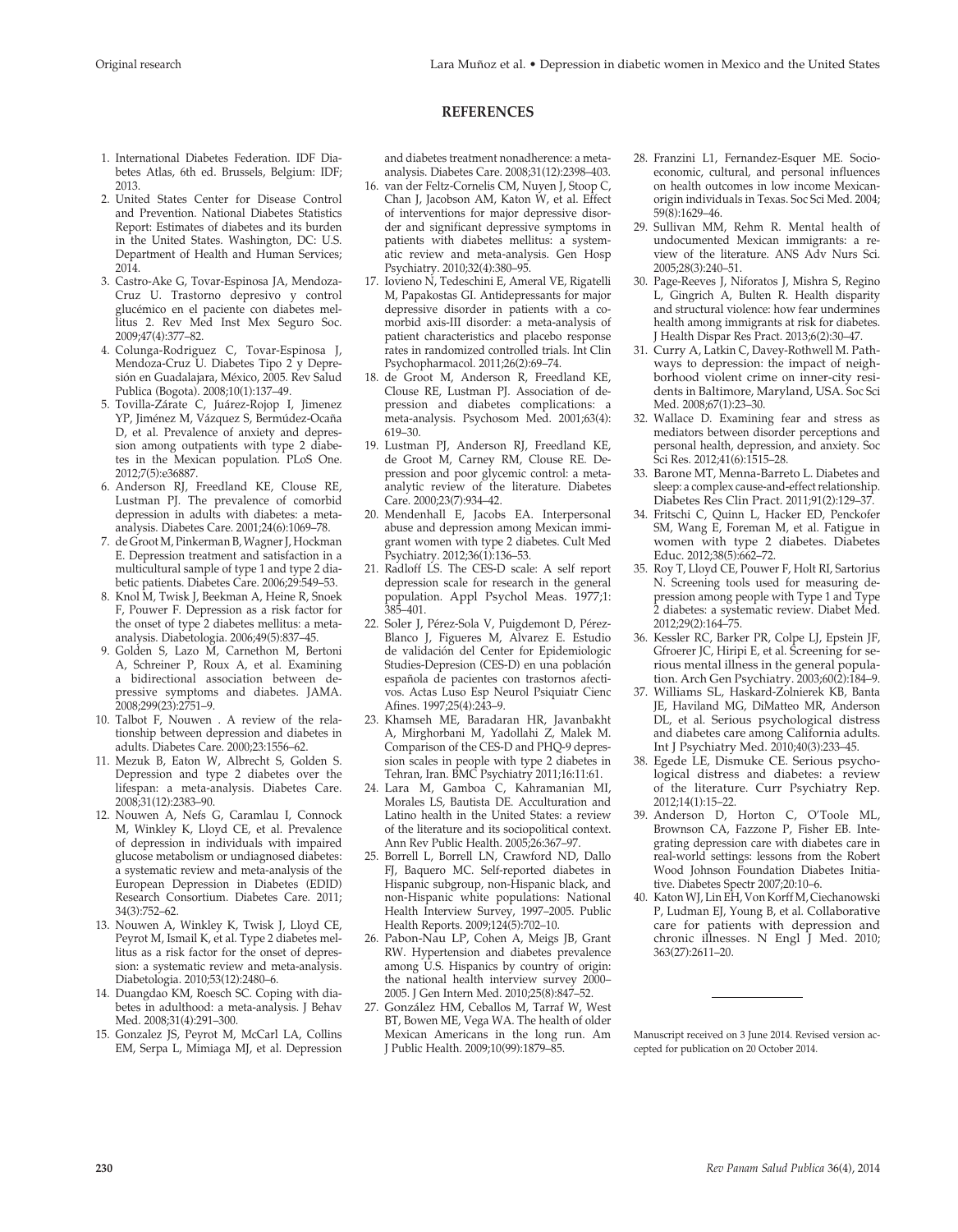## REFERENCES

1. International Diabetes Federation. IDF Diabetes Atlas, 6th ed. Brussels, Belgium: IDF; 2013.
2. United States Center for Disease Control and Prevention. National Diabetes Statistics Report: Estimates of diabetes and its burden in the United States. Washington, DC: U.S. Department of Health and Human Services; 2014.
3. Castro-Ake G, Tovar-Espinosa JA, Mendoza-Cruz U. Trastorno depresivo y control glucémico en el paciente con diabetes mellitus 2. Rev Med Inst Mex Seguro Soc. 2009;47(4):377–82.
4. Colunga-Rodriguez C, Tovar-Espinosa J, Mendoza-Cruz U. Diabetes Tipo 2 y Depresión en Guadalajara, México, 2005. Rev Salud Publica (Bogota). 2008;10(1):137–49.
5. Tovilla-Zárate C, Juárez-Rojop I, Jimenez YP, Jiménez M, Vázquez S, Bermúdez-Ocaña D, et al. Prevalence of anxiety and depression among outpatients with type 2 diabetes in the Mexican population. PLoS One. 2012;7(5):e36887.
6. Anderson RJ, Freedland KE, Clouse RE, Lustman PJ. The prevalence of comorbid depression in adults with diabetes: a meta-analysis. Diabetes Care. 2001;24(6):1069–78.
7. de Groot M, Pinkerman B, Wagner J, Hockman E. Depression treatment and satisfaction in a multicultural sample of type 1 and type 2 diabetic patients. Diabetes Care. 2006;29:549–53.
8. Knol M, Twisk J, Beekman A, Heine R, Snoek F, Pouwer F. Depression as a risk factor for the onset of type 2 diabetes mellitus: a meta-analysis. Diabetologia. 2006;49(5):837–45.
9. Golden S, Lazo M, Carnethon M, Bertoni A, Schreiner P, Roux A, et al. Examining a bidirectional association between depressive symptoms and diabetes. JAMA. 2008;299(23):2751–9.
10. Talbot F, Nouwen . A review of the relationship between depression and diabetes in adults. Diabetes Care. 2000;23:1556–62.
11. Mezuk B, Eaton W, Albrecht S, Golden S. Depression and type 2 diabetes over the lifespan: a meta-analysis. Diabetes Care. 2008;31(12):2383–90.
12. Nouwen A, Nefs G, Caramlau I, Connock M, Winkley K, Lloyd CE, et al. Prevalence of depression in individuals with impaired glucose metabolism or undiagnosed diabetes: a systematic review and meta-analysis of the European Depression in Diabetes (EDID) Research Consortium. Diabetes Care. 2011; 34(3):752–62.
13. Nouwen A, Winkley K, Twisk J, Lloyd CE, Peyrot M, Ismail K, et al. Type 2 diabetes mellitus as a risk factor for the onset of depression: a systematic review and meta-analysis. Diabetologia. 2010;53(12):2480–6.
14. Duangdao KM, Roesch SC. Coping with diabetes in adulthood: a meta-analysis. J Behav Med. 2008;31(4):291–300.
15. Gonzalez JS, Peyrot M, McCarl LA, Collins EM, Serpa L, Mimiaga MJ, et al. Depression and diabetes treatment nonadherence: a meta-analysis. Diabetes Care. 2008;31(12):2398–403.
16. van der Feltz-Cornelis CM, Nuyen J, Stoop C, Chan J, Jacobson AM, Katon W, et al. Effect of interventions for major depressive disorder and significant depressive symptoms in patients with diabetes mellitus: a systematic review and meta-analysis. Gen Hosp Psychiatry. 2010;32(4):380–95.
17. Iovieno N, Tedeschini E, Ameral VE, Rigatelli M, Papakostas GI. Antidepressants for major depressive disorder in patients with a comorbid axis-III disorder: a meta-analysis of patient characteristics and placebo response rates in randomized controlled trials. Int Clin Psychopharmacol. 2011;26(2):69–74.
18. de Groot M, Anderson R, Freedland KE, Clouse RE, Lustman PJ. Association of depression and diabetes complications: a meta-analysis. Psychosom Med. 2001;63(4): 619–30.
19. Lustman PJ, Anderson RJ, Freedland KE, de Groot M, Carney RM, Clouse RE. Depression and poor glycemic control: a meta-analytic review of the literature. Diabetes Care. 2000;23(7):934–42.
20. Mendenhall E, Jacobs EA. Interpersonal abuse and depression among Mexican immigrant women with type 2 diabetes. Cult Med Psychiatry. 2012;36(1):136–53.
21. Radloff LS. The CES-D scale: A self report depression scale for research in the general population. Appl Psychol Meas. 1977;1: 385–401.
22. Soler J, Pérez-Sola V, Puigdemont D, Pérez-Blanco J, Figueres M, Alvarez E. Estudio de validación del Center for Epidemiologic Studies-Depresion (CES-D) en una población española de pacientes con trastornos afectivos. Actas Luso Esp Neurol Psiquiatr Cienc Afines. 1997;25(4):243–9.
23. Khamseh ME, Baradaran HR, Javanbakht A, Mirghorbani M, Yadollahi Z, Malek M. Comparison of the CES-D and PHQ-9 depression scales in people with type 2 diabetes in Tehran, Iran. BMC Psychiatry 2011;16:11:61.
24. Lara M, Gamboa C, Kahramanian MI, Morales LS, Bautista DE. Acculturation and Latino health in the United States: a review of the literature and its sociopolitical context. Ann Rev Public Health. 2005;26:367–97.
25. Borrell L, Borrell LN, Crawford ND, Dallo FJ, Baquero MC. Self-reported diabetes in Hispanic subgroup, non-Hispanic black, and non-Hispanic white populations: National Health Interview Survey, 1997–2005. Public Health Reports. 2009;124(5):702–10.
26. Pabon-Nau LP, Cohen A, Meigs JB, Grant RW. Hypertension and diabetes prevalence among U.S. Hispanics by country of origin: the national health interview survey 2000–2005. J Gen Intern Med. 2010;25(8):847–52.
27. González HM, Ceballos M, Tarraf W, West BT, Bowen ME, Vega WA. The health of older Mexican Americans in the long run. Am J Public Health. 2009;10(99):1879–85.
28. Franzini L1, Fernandez-Esquer ME. Socioeconomic, cultural, and personal influences on health outcomes in low income Mexican-origin individuals in Texas. Soc Sci Med. 2004; 59(8):1629–46.
29. Sullivan MM, Rehm R. Mental health of undocumented Mexican immigrants: a review of the literature. ANS Adv Nurs Sci. 2005;28(3):240–51.
30. Page-Reeves J, Niforatos J, Mishra S, Regino L, Gingrich A, Bulten R. Health disparity and structural violence: how fear undermines health among immigrants at risk for diabetes. J Health Dispar Res Pract. 2013;6(2):30–47.
31. Curry A, Latkin C, Davey-Rothwell M. Pathways to depression: the impact of neighborhood violent crime on inner-city residents in Baltimore, Maryland, USA. Soc Sci Med. 2008;67(1):23–30.
32. Wallace D. Examining fear and stress as mediators between disorder perceptions and personal health, depression, and anxiety. Soc Sci Res. 2012;41(6):1515–28.
33. Barone MT, Menna-Barreto L. Diabetes and sleep: a complex cause-and-effect relationship. Diabetes Res Clin Pract. 2011;91(2):129–37.
34. Fritschi C, Quinn L, Hacker ED, Penckofer SM, Wang E, Foreman M, et al. Fatigue in women with type 2 diabetes. Diabetes Educ. 2012;38(5):662–72.
35. Roy T, Lloyd CE, Pouwer F, Holt RI, Sartorius N. Screening tools used for measuring depression among people with Type 1 and Type 2 diabetes: a systematic review. Diabet Med. 2012;29(2):164–75.
36. Kessler RC, Barker PR, Colpe LJ, Epstein JF, Gfroerer JC, Hiripi E, et al. Screening for serious mental illness in the general population. Arch Gen Psychiatry. 2003;60(2):184–9.
37. Williams SL, Haskard-Zolnierek KB, Banta JE, Haviland MG, DiMatteo MR, Anderson DL, et al. Serious psychological distress and diabetes care among California adults. Int J Psychiatry Med. 2010;40(3):233–45.
38. Egede LE, Dismuke CE. Serious psychological distress and diabetes: a review of the literature. Curr Psychiatry Rep. 2012;14(1):15–22.
39. Anderson D, Horton C, O'Toole ML, Brownson CA, Fazzone P, Fisher EB. Integrating depression care with diabetes care in real-world settings: lessons from the Robert Wood Johnson Foundation Diabetes Initiative. Diabetes Spectr 2007;20:10–6.
40. Katon WJ, Lin EH, Von Korff M, Ciechanowski P, Ludman EJ, Young B, et al. Collaborative care for patients with depression and chronic illnesses. N Engl J Med. 2010; 363(27):2611–20.

---

Manuscript received on 3 June 2014. Revised version accepted for publication on 20 October 2014.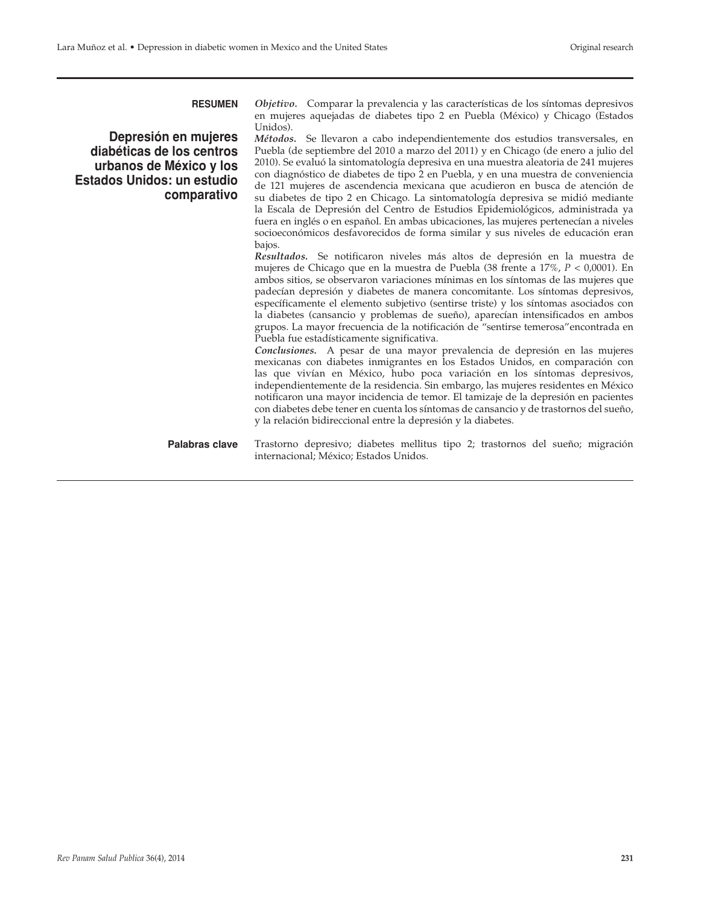## RESUMEN

# Depresión en mujeres diabéticas de los centros urbanos de México y los Estados Unidos: un estudio comparativo

***Objetivo.*** Comparar la prevalencia y las características de los síntomas depresivos en mujeres aquejadas de diabetes tipo 2 en Puebla (México) y Chicago (Estados Unidos).

***Métodos.*** Se llevaron a cabo independientemente dos estudios transversales, en Puebla (de septiembre del 2010 a marzo del 2011) y en Chicago (de enero a julio del 2010). Se evaluó la sintomatología depresiva en una muestra aleatoria de 241 mujeres con diagnóstico de diabetes de tipo 2 en Puebla, y en una muestra de conveniencia de 121 mujeres de ascendencia mexicana que acudieron en busca de atención de su diabetes de tipo 2 en Chicago. La sintomatología depresiva se midió mediante la Escala de Depresión del Centro de Estudios Epidemiológicos, administrada ya fuera en inglés o en español. En ambas ubicaciones, las mujeres pertenecían a niveles socioeconómicos desfavorecidos de forma similar y sus niveles de educación eran bajos.

***Resultados.*** Se notificaron niveles más altos de depresión en la muestra de mujeres de Chicago que en la muestra de Puebla (38 frente a 17%, $P < 0{,}0001$). En ambos sitios, se observaron variaciones mínimas en los síntomas de las mujeres que padecían depresión y diabetes de manera concomitante. Los síntomas depresivos, específicamente el elemento subjetivo (sentirse triste) y los síntomas asociados con la diabetes (cansancio y problemas de sueño), aparecían intensificados en ambos grupos. La mayor frecuencia de la notificación de "sentirse temerosa"encontrada en Puebla fue estadísticamente significativa.

***Conclusiones.*** A pesar de una mayor prevalencia de depresión en las mujeres mexicanas con diabetes inmigrantes en los Estados Unidos, en comparación con las que vivían en México, hubo poca variación en los síntomas depresivos, independientemente de la residencia. Sin embargo, las mujeres residentes en México notificaron una mayor incidencia de temor. El tamizaje de la depresión en pacientes con diabetes debe tener en cuenta los síntomas de cansancio y de trastornos del sueño, y la relación bidireccional entre la depresión y la diabetes.

**Palabras clave** Trastorno depresivo; diabetes mellitus tipo 2; trastornos del sueño; migración internacional; México; Estados Unidos.